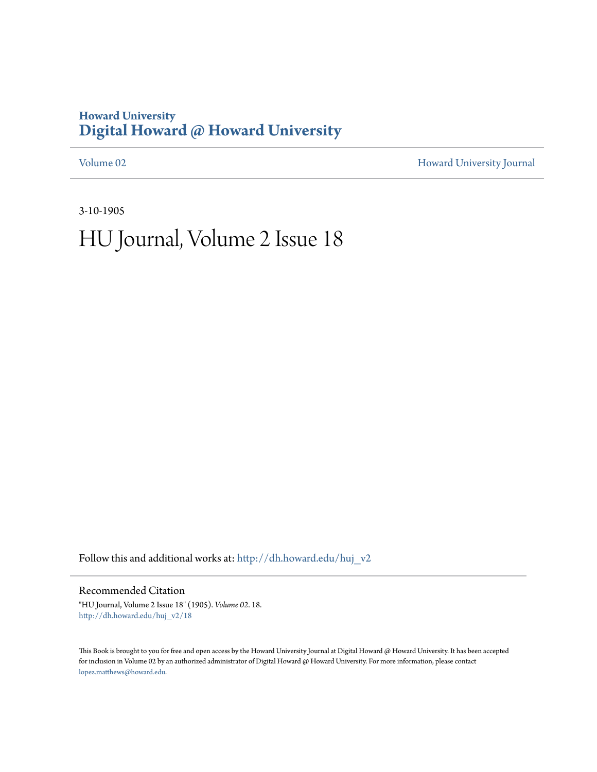Howard University
**Digital Howard @ Howard University**

Volume 02 | Howard University Journal

3-10-1905

# HU Journal, Volume 2 Issue 18

Follow this and additional works at: http://dh.howard.edu/huj_v2

## Recommended Citation

"HU Journal, Volume 2 Issue 18" (1905). *Volume 02*. 18.
http://dh.howard.edu/huj_v2/18

This Book is brought to you for free and open access by the Howard University Journal at Digital Howard @ Howard University. It has been accepted for inclusion in Volume 02 by an authorized administrator of Digital Howard @ Howard University. For more information, please contact lopez.matthews@howard.edu.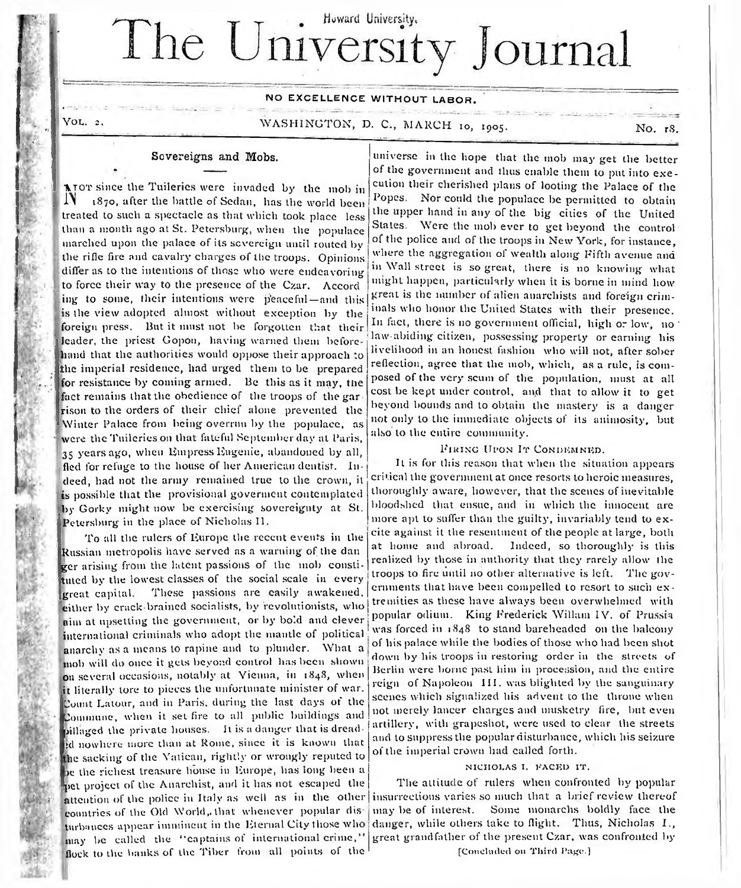Howard University.

# The University Journal

NO EXCELLENCE WITHOUT LABOR.

VOL. 2. WASHINGTON, D. C., MARCH 10, 1905. No. 18.

## Sovereigns and Mobs.

NOT since the Tuileries were invaded by the mob in 1870, after the battle of Sedan, has the world been treated to such a spectacle as that which took place less than a month ago at St. Petersburg, when the populace marched upon the palace of its sovereign until routed by the rifle fire and cavalry charges of the troops. Opinions differ as to the intentions of those who were endeavoring to force their way to the presence of the Czar. According to some, their intentions were peaceful—and this is the view adopted almost without exception by the foreign press. But it must not be forgotten that their leader, the priest Gopon, having warned them beforehand that the authorities would oppose their approach to the imperial residence, had urged them to be prepared for resistance by coming armed. Be this as it may, the fact remains that the obedience of the troops of the garrison to the orders of their chief alone prevented the Winter Palace from being overrun by the populace, as were the Tuileries on that fateful September day at Paris, 35 years ago, when Empress Eugenie, abandoned by all, fled for refuge to the house of her American dentist. Indeed, had not the army remained true to the crown, it is possible that the provisional goverment contemplated by Gorky might now be exercising sovereignty at St. Petersburg in the place of Nicholas II.

To all the rulers of Europe the recent events in the Russian metropolis have served as a warning of the danger arising from the latent passions of the mob constituted by the lowest classes of the social scale in every great capital. These passions are easily awakened, either by crack-brained socialists, by revolutionists, who aim at upsetting the government, or by bold and clever international criminals who adopt the mantle of political anarchy as a means to rapine and to plunder. What a mob will do once it gets beyond control has been shown on several occasions, notably at Vienna, in 1848, when it literally tore to pieces the unfortunate minister of war. Count Latour, and in Paris, during the last days of the Commune, when it set fire to all public buildings and pillaged the private houses. It is a danger that is dreaded nowhere more than at Rome, since it is known that the sacking of the Vatican, rightly or wrongly reputed to be the richest treasure house in Europe, has long been a pet project of the Anarchist, and it has not escaped the attention of the police in Italy as well as in the other countries of the Old World, that whenever popular disturbances appear imminent in the Eternal City those who may be called the "captains of international crime," flock to the banks of the Tiber from all points of the universe in the hope that the mob may get the better of the government and thus enable them to put into execution their cherished plans of looting the Palace of the Popes. Nor could the populace be permitted to obtain the upper hand in any of the big cities of the United States. Were the mob ever to get beyond the control of the police and of the troops in New York, for instance, where the aggregation of wealth along Fifth avenue and in Wall street is so great, there is no knowing what might happen, particularly when it is borne in mind how great is the number of alien anarchists and foreign criminals who honor the United States with their presence. In fact, there is no government official, high or low, no law-abiding citizen, possessing property or earning his livelihood in an honest fashion who will not, after sober reflection, agree that the mob, which, as a rule, is composed of the very scum of the population, must at all cost be kept under control, and that to allow it to get beyond bounds and to obtain the mastery is a danger not only to the immediate objects of its animosity, but also to the entire community.

### FIRING UPON IT CONDEMNED.

It is for this reason that when the situation appears critical the government at once resorts to heroic measures, thoroughly aware, however, that the scenes of inevitable bloodshed that ensue, and in which the innocent are more apt to suffer than the guilty, invariably tend to excite against it the resentment of the people at large, both at home and abroad. Indeed, so thoroughly is this realized by those in authority that they rarely allow the troops to fire until no other alternative is left. The governments that have been compelled to resort to such extremities as these have always been overwhelmed with popular odium. King Frederick Willam IV. of Prussia was forced in 1848 to stand bareheaded on the balcony of his palace while the bodies of those who had been shot down by his troops in restoring order in the streets of Berlin were borne past him in procession, and the entire reign of Napoleon III. was blighted by the sanguinary scenes which signalized his advent to the throne when not merely lancer charges and musketry fire, but even artillery, with grapeshot, were used to clear the streets and to suppress the popular disturbance, which his seizure of the imperial crown had called forth.

### NICHOLAS I. FACED IT.

The attitude of rulers when confronted by popular insurrections varies so much that a brief review thereof may be of interest. Some monarchs boldly face the danger, while others take to flight. Thus, Nicholas I., great grandfather of the present Czar, was confronted by

[Concluded on Third Page.]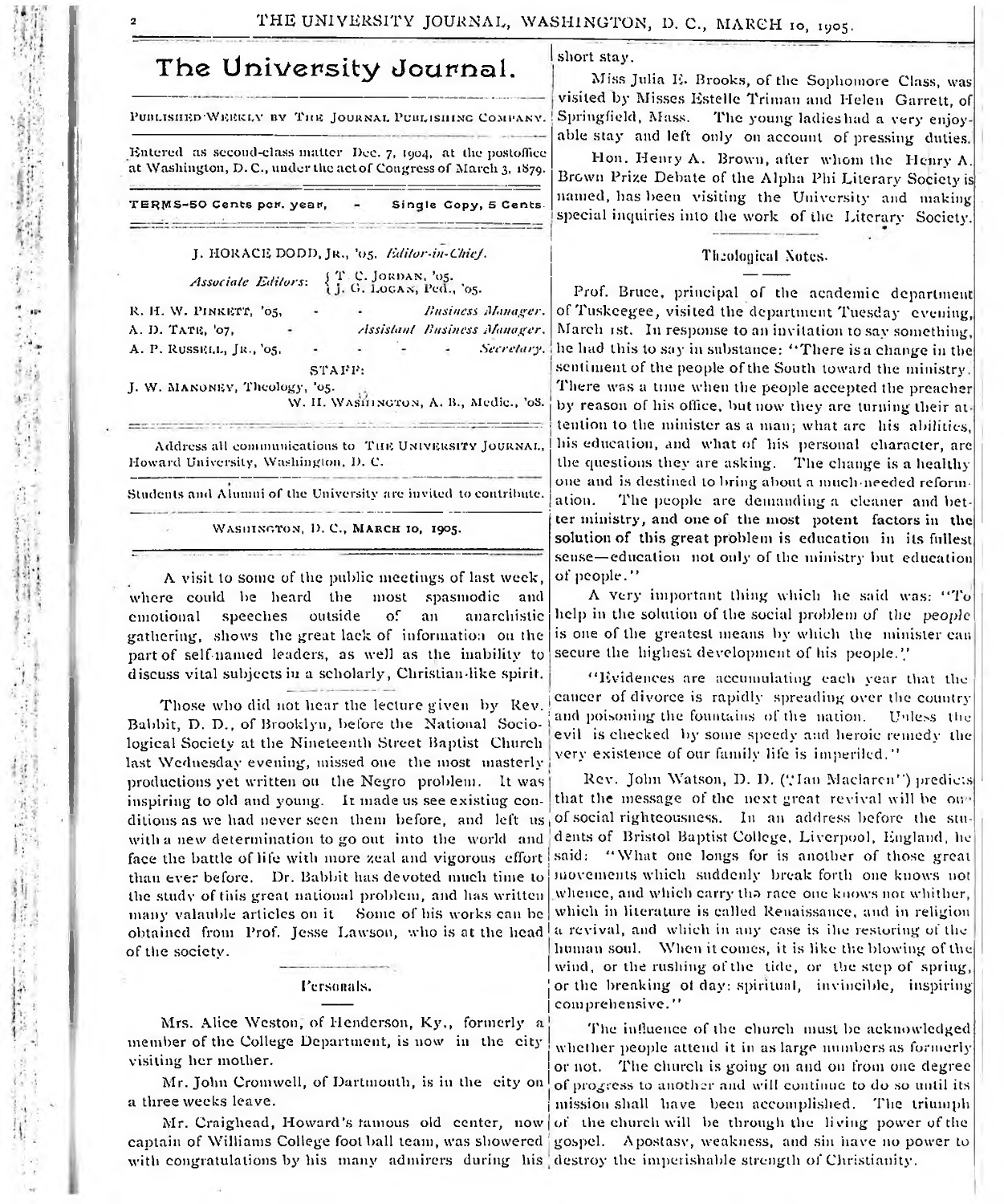# The University Journal.

PUBLISHED WEEKLY BY THE JOURNAL PUBLISHING COMPANY.

Entered as second-class matter Dec. 7, 1904, at the postoffice at Washington, D. C., under the act of Congress of March 3, 1879.

TERMS—50 Cents per year, - Single Copy, 5 Cents.

J. HORACE DODD, JR., '05. *Editor-in-Chief.*

*Associate Editors:* T. C. JORDAN, '05. J. G. LOGAN, Ped., '05.

R. H. W. PINKETT, '05, - - *Business Manager.*
A. D. TATE, '07, - *Assistant Business Manager.*
A. P. RUSSELL, JR., '05, - - - - *Secretary.*

STAFF:

J. W. MANONEY, Theology, '05.
W. H. WASHINGTON, A. B., Medic., '08.

Address all communications to THE UNIVERSITY JOURNAL, Howard University, Washington, D. C.

Students and Alumni of the University are invited to contribute.

WASHINGTON, D. C., MARCH 10, 1905.

A visit to some of the public meetings of last week, where could be heard the most spasmodic and emotional speeches outside of an anarchistic gathering, shows the great lack of information on the part of self-named leaders, as well as the inability to discuss vital subjects in a scholarly, Christian-like spirit.

Those who did not hear the lecture given by Rev. Babbit, D. D., of Brooklyn, before the National Sociological Society at the Nineteenth Street Baptist Church last Wednesday evening, missed one the most masterly productions yet written on the Negro problem. It was inspiring to old and young. It made us see existing conditions as we had never seen them before, and left us with a new determination to go out into the world and face the battle of life with more zeal and vigorous effort than ever before. Dr. Babbit has devoted much time to the study of this great national problem, and has written many valauble articles on it Some of his works can be obtained from Prof. Jesse Lawson, who is at the head of the society.

## Personals.

Mrs. Alice Weston, of Henderson, Ky., formerly a member of the College Department, is now in the city visiting her mother.

Mr. John Cromwell, of Dartmouth, is in the city on a three weeks leave.

Mr. Craighead, Howard's famous old center, now captain of Williams College foot ball team, was showered with congratulations by his many admirers during his short stay.

Miss Julia E. Brooks, of the Sophomore Class, was visited by Misses Estelle Triman and Helen Garrett, of Springfield, Mass. The young ladies had a very enjoyable stay and left only on account of pressing duties.

Hon. Henry A. Brown, after whom the Henry A. Brown Prize Debate of the Alpha Phi Literary Society is named, has been visiting the University and making special inquiries into the work of the Literary Society.

## Theological Notes.

Prof. Bruce, principal of the academic department of Tuskegee, visited the department Tuesday evening, March 1st. In response to an invitation to say something, he had this to say in substance: "There is a change in the sentiment of the people of the South toward the ministry. There was a time when the people accepted the preacher by reason of his office, but now they are turning their attention to the minister as a man; what are his abilities, his education, and what of his personal character, are the questions they are asking. The change is a healthy one and is destined to bring about a much-needed reformation. The people are demanding a cleaner and better ministry, and one of the most potent factors in the solution of this great problem is education in its fullest sense—education not only of the ministry but education of people."

A very important thing which he said was: "To help in the solution of the social problem of the *people* is one of the greatest means by which the minister can secure the highest development of his people."

"Evidences are accumulating each year that the cancer of divorce is rapidly spreading over the country and poisoning the fountains of the nation. Unless the evil is checked by some speedy and heroic remedy the very existence of our family life is imperiled."

Rev. John Watson, D. D. ("Ian Maclaren") predicts that the message of the next great revival will be one of social righteousness. In an address before the students of Bristol Baptist College, Liverpool, England, he said: "What one longs for is another of those great movements which suddenly break forth one knows not whence, and which carry the race one knows not whither, which in literature is called Renaissance, and in religion a revival, and which in any case is the restoring of the human soul. When it comes, it is like the blowing of the wind, or the rushing of the tide, or the step of spring, or the breaking of day: spiritual, invincible, inspiring comprehensive."

The influence of the church must be acknowledged whether people attend it in as large numbers as formerly or not. The church is going on and on from one degree of progress to another and will continue to do so until its mission shall have been accomplished. The triumph of the church will be through the living power of the gospel. Apostasy, weakness, and sin have no power to destroy the imperishable strength of Christianity.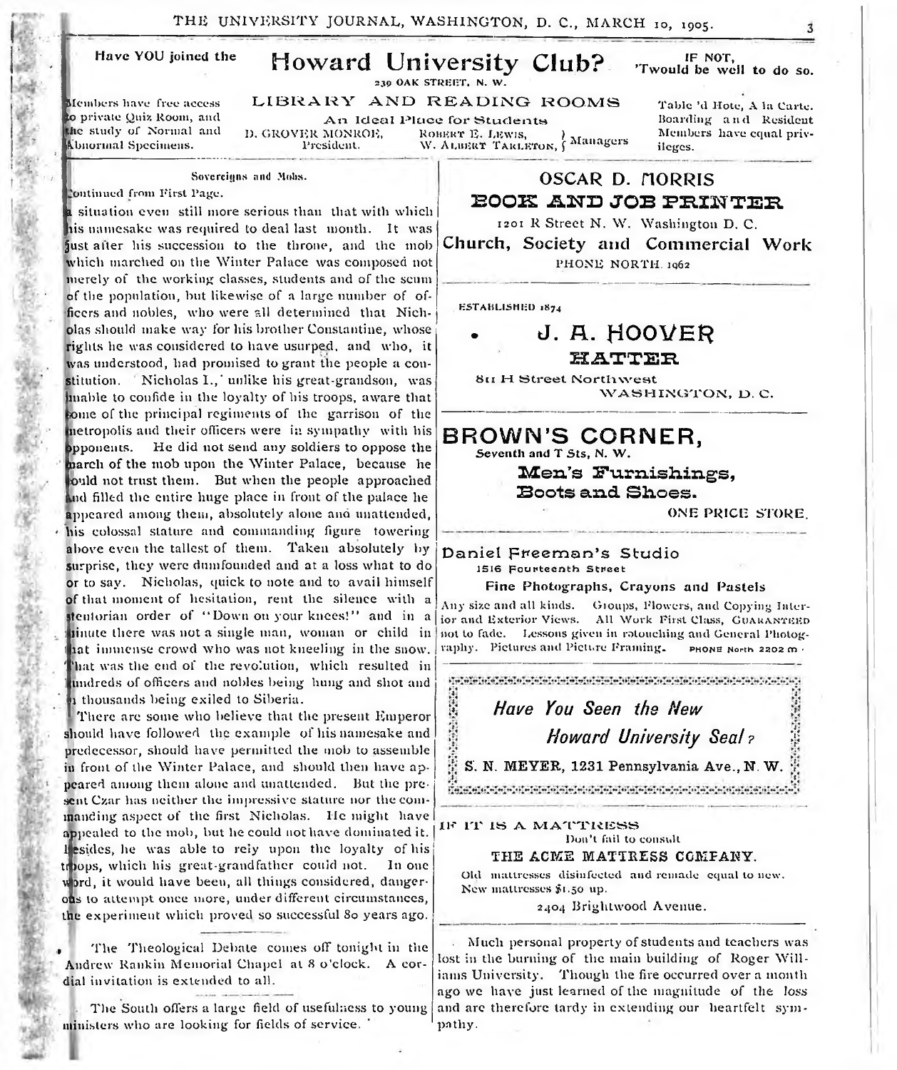Have YOU joined the

# Howard University Club?

IF NOT, 'Twould be well to do so.

239 OAK STREET, N. W.

## LIBRARY AND READING ROOMS

An Ideal Place for Students

Members have free access to private Quiz Room, and the study of Normal and Abnormal Specimens.

D. GROVER MONROE, President.

ROBERT E. LEWIS, W. ALBERT TARLETON, } Managers

Table 'd Hote, A la Carte. Boarding and Resident Members have equal privileges.

---

### Sovereigns and Mobs.

Continued from First Page.

a situation even still more serious than that with which his namesake was required to deal last month. It was just after his succession to the throne, and the mob which marched on the Winter Palace was composed not merely of the working classes, students and of the scum of the population, but likewise of a large number of officers and nobles, who were all determined that Nicholas should make way for his brother Constantine, whose rights he was considered to have usurped, and who, it was understood, had promised to grant the people a constitution. Nicholas I., unlike his great-grandson, was unable to confide in the loyalty of his troops, aware that some of the principal regiments of the garrison of the metropolis and their officers were in sympathy with his opponents. He did not send any soldiers to oppose the march of the mob upon the Winter Palace, because he could not trust them. But when the people approached and filled the entire huge place in front of the palace he appeared among them, absolutely alone and unattended, his colossal stature and commanding figure towering above even the tallest of them. Taken absolutely by surprise, they were dumfounded and at a loss what to do or to say. Nicholas, quick to note and to avail himself of that moment of hesitation, rent the silence with a stentorian order of "Down on your knees!" and in a minute there was not a single man, woman or child in that immense crowd who was not kneeling in the snow. That was the end of the revolution, which resulted in hundreds of officers and nobles being hung and shot and in thousands being exiled to Siberia.

There are some who believe that the present Emperor should have followed the example of his namesake and predecessor, should have permitted the mob to assemble in front of the Winter Palace, and should then have appeared among them alone and unattended. But the present Czar has neither the impressive stature nor the commanding aspect of the first Nicholas. He might have appealed to the mob, but he could not have dominated it. Besides, he was able to rely upon the loyalty of his troops, which his great-grandfather could not. In one word, it would have been, all things considered, dangerous to attempt once more, under different circumstances, the experiment which proved so successful 80 years ago.

---

The Theological Debate comes off tonight in the Andrew Rankin Memorial Chapel at 8 o'clock. A cordial invitation is extended to all.

---

The South offers a large field of usefulness to young ministers who are looking for fields of service.

---

## OSCAR D. MORRIS
### BOOK AND JOB PRINTER

1201 R Street N. W. Washington D. C.

**Church, Society and Commercial Work**

PHONE NORTH 1962

---

ESTABLISHED 1874

## J. A. HOOVER
### HATTER

811 H Street Northwest
WASHINGTON, D. C.

---

## BROWN'S CORNER,

Seventh and T Sts, N. W.

**Men's Furnishings, Boots and Shoes.**

ONE PRICE STORE.

---

### Daniel Freeman's Studio

1516 Fourteenth Street

**Fine Photographs, Crayons and Pastels**

Any size and all kinds. Groups, Flowers, and Copying Interior and Exterior Views. All Work First Class, GUARANTEED not to fade. Lessons given in retouching and General Photography. Pictures and Picture Framing. PHONE North 2202 m

---

*Have You Seen the New Howard University Seal?*

**S. N. MEYER, 1231 Pennsylvania Ave., N. W.**

---

IF IT IS A MATTRESS
Don't fail to consult

**THE ACME MATTRESS COMPANY.**

Old mattresses disinfected and remade equal to new. New mattresses $1.50 up.

2404 Brightwood Avenue.

---

Much personal property of students and teachers was lost in the burning of the main building of Roger Williams University. Though the fire occurred over a month ago we have just learned of the magnitude of the loss and are therefore tardy in extending our heartfelt sympathy.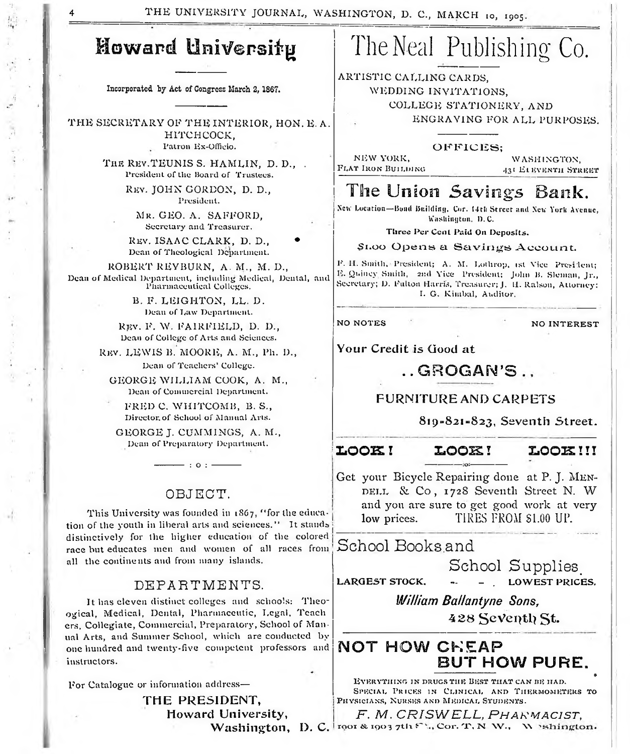# Howard University

Incorporated by Act of Congress March 2, 1867.

THE SECRETARY OF THE INTERIOR, HON. E. A. HITCHCOCK,
Patron Ex-Officio.

THE REV. TEUNIS S. HAMLIN, D. D.,
President of the Board of Trustees.

REV. JOHN GORDON, D. D.,
President.

MR. GEO. A. SAFFORD,
Secretary and Treasurer.

REV. ISAAC CLARK, D. D.,
Dean of Theological Department.

ROBERT REYBURN, A. M., M. D.,
Dean of Medical Department, including Medical, Dental, and Pharmaceutical Colleges.

B. F. LEIGHTON, LL. D.
Dean of Law Department.

REV. F. W. FAIRFIELD, D. D.,
Dean of College of Arts and Sciences.

REV. LEWIS B. MOORE, A. M., Ph. D.,
Dean of Teachers' College.

GEORGE WILLIAM COOK, A. M.,
Dean of Commercial Department.

FRED C. WHITCOMB, B. S.,
Director of School of Manual Arts.

GEORGE J. CUMMINGS, A. M.,
Dean of Preparatory Department.

: o :

## OBJECT.

This University was founded in 1867, "for the education of the youth in liberal arts and sciences." It stands distinctively for the higher education of the colored race but educates men and women of all races from all the continents and from many islands.

## DEPARTMENTS.

It has eleven distinct colleges and schools: Theological, Medical, Dental, Pharmaceutic, Legal, Teachers, Collegiate, Commercial, Preparatory, School of Manual Arts, and Summer School, which are conducted by one hundred and twenty-five competent professors and instructors.

For Catalogue or information address—

THE PRESIDENT,
Howard University,
Washington, D. C.

# The Neal Publishing Co.

ARTISTIC CALLING CARDS,
WEDDING INVITATIONS,
COLLEGE STATIONERY, AND
ENGRAVING FOR ALL PURPOSES.

OFFICES;

NEW YORK, FLAT IRON BUILDING — WASHINGTON, 431 ELEVENTH STREET

# The Union Savings Bank.

New Location—Bond Building, Cor. 14th Street and New York Avenue, Washington, D. C.

**Three Per Cent Paid On Deposits.**

$1.00 Opens a Savings Account.

F. H. Smith, President; A. M. Lothrop, 1st Vice President; E. Quincy Smith, 2nd Vice President; John B. Sleman, Jr., Secretary; D. Fulton Harris, Treasurer; J. H. Ralson, Attorney; I. G. Kimbal, Auditor.

NO NOTES — NO INTEREST

**Your Credit is Good at**

## ..GROGAN'S..

FURNITURE AND CARPETS

**819-821-823, Seventh Street.**

**LOOK! LOOK! LOOK!!!**

Get your Bicycle Repairing done at P. J. MENDELL & Co, 1728 Seventh Street N. W and you are sure to get good work at very low prices. TIRES FROM $1.00 UP.

School Books and
School Supplies.

LARGEST STOCK. — LOWEST PRICES.

*William Ballantyne Sons,*
428 Seventh St.

## NOT HOW CHEAP BUT HOW PURE.

EVERYTHING IN DRUGS THE BEST THAT CAN BE HAD.
SPECIAL PRICES IN CLINICAL AND THERMOMETERS TO PHYSICIANS, NURSES AND MEDICAL STUDENTS.

*F. M. CRISWELL, PHARMACIST,*
1901 & 1903 7th St., Cor. T, N. W., Washington.